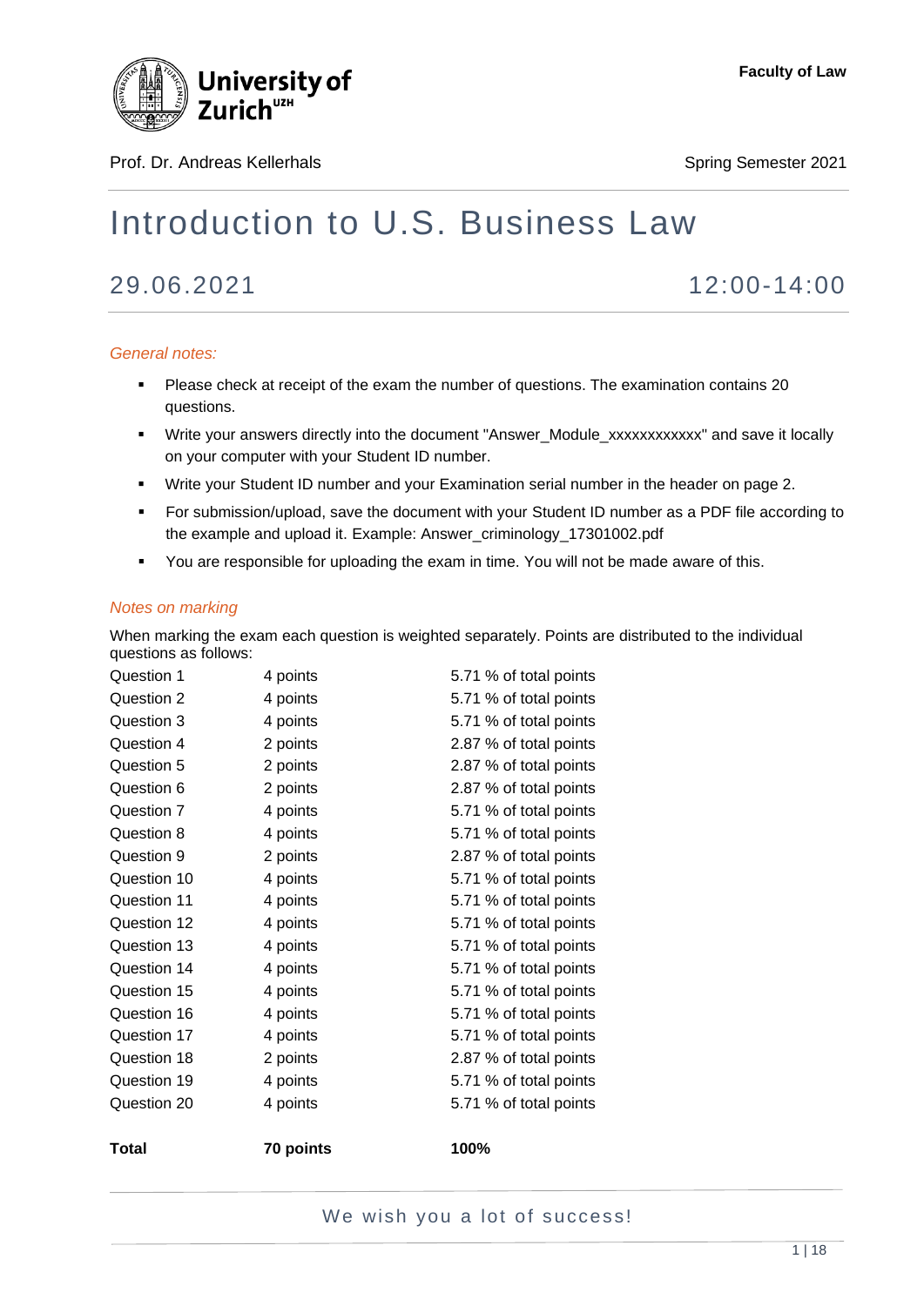University of Zurich

**Faculty of Law**

Prof. Dr. Andreas Kellerhals

Spring Semester 2021

# Introduction to U.S. Business Law

## 29.06.2021 12:00-14:00

*General notes:*

- Please check at receipt of the exam the number of questions. The examination contains 20 questions.
- Write your answers directly into the document "Answer_Module_xxxxxxxxxxxx" and save it locally on your computer with your Student ID number.
- Write your Student ID number and your Examination serial number in the header on page 2.
- For submission/upload, save the document with your Student ID number as a PDF file according to the example and upload it. Example: Answer_criminology_17301002.pdf
- You are responsible for uploading the exam in time. You will not be made aware of this.

*Notes on marking*

When marking the exam each question is weighted separately. Points are distributed to the individual questions as follows:

| | | |
|---|---|---|
| Question 1 | 4 points | 5.71 % of total points |
| Question 2 | 4 points | 5.71 % of total points |
| Question 3 | 4 points | 5.71 % of total points |
| Question 4 | 2 points | 2.87 % of total points |
| Question 5 | 2 points | 2.87 % of total points |
| Question 6 | 2 points | 2.87 % of total points |
| Question 7 | 4 points | 5.71 % of total points |
| Question 8 | 4 points | 5.71 % of total points |
| Question 9 | 2 points | 2.87 % of total points |
| Question 10 | 4 points | 5.71 % of total points |
| Question 11 | 4 points | 5.71 % of total points |
| Question 12 | 4 points | 5.71 % of total points |
| Question 13 | 4 points | 5.71 % of total points |
| Question 14 | 4 points | 5.71 % of total points |
| Question 15 | 4 points | 5.71 % of total points |
| Question 16 | 4 points | 5.71 % of total points |
| Question 17 | 4 points | 5.71 % of total points |
| Question 18 | 2 points | 2.87 % of total points |
| Question 19 | 4 points | 5.71 % of total points |
| Question 20 | 4 points | 5.71 % of total points |
| **Total** | **70 points** | **100%** |

We wish you a lot of success!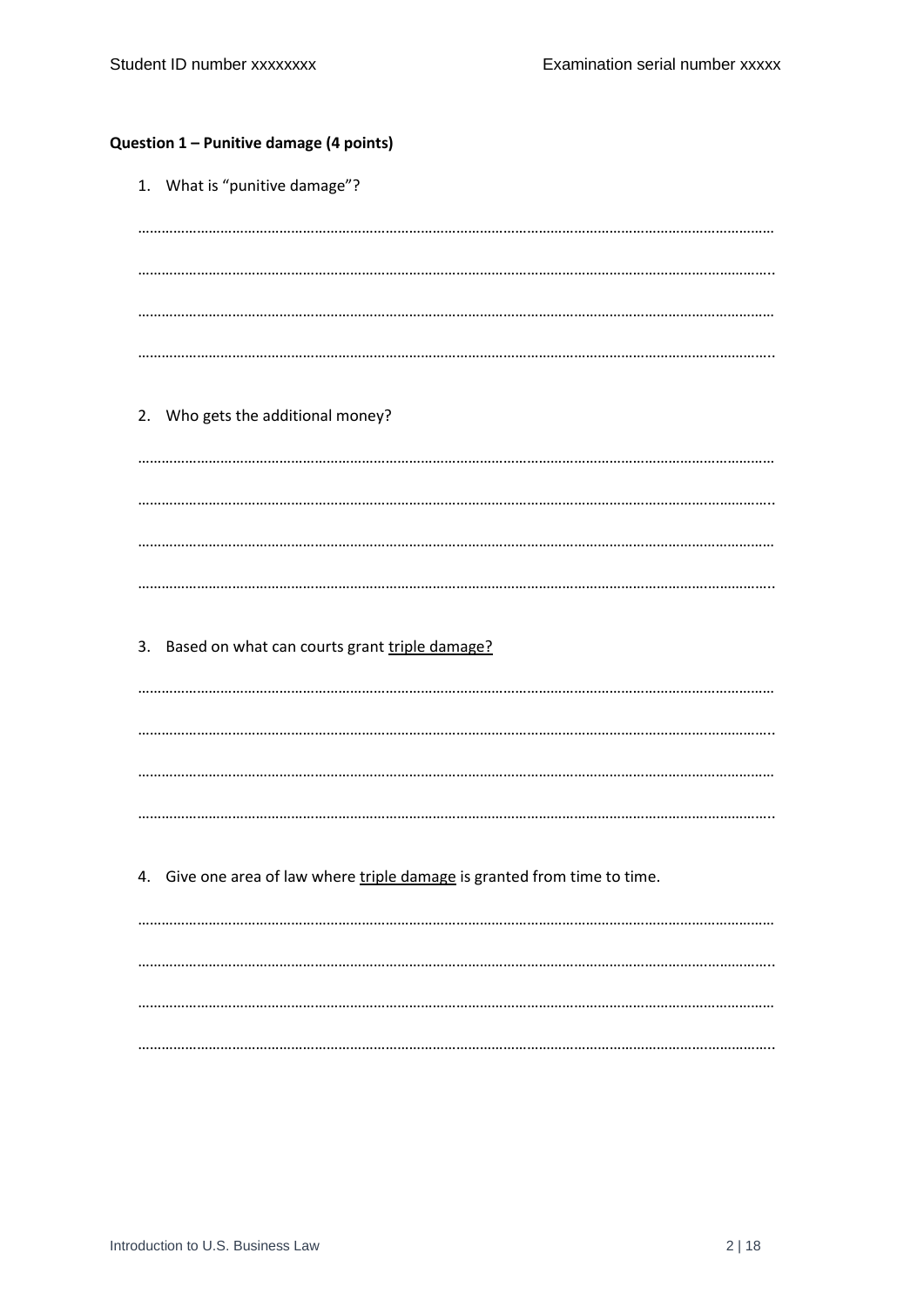**Question 1 – Punitive damage (4 points)**

1. What is "punitive damage"?

………………………………………………………………………………………………………………………………………………

………………………………………………………………………………………………………………………………………………..

………………………………………………………………………………………………………………………………………………

………………………………………………………………………………………………………………………………………………..

2. Who gets the additional money?

………………………………………………………………………………………………………………………………………………

………………………………………………………………………………………………………………………………………………..

………………………………………………………………………………………………………………………………………………

………………………………………………………………………………………………………………………………………………..

3. Based on what can courts grant <u>triple damage?</u>

………………………………………………………………………………………………………………………………………………

………………………………………………………………………………………………………………………………………………..

………………………………………………………………………………………………………………………………………………

………………………………………………………………………………………………………………………………………………..

4. Give one area of law where <u>triple damage</u> is granted from time to time.

………………………………………………………………………………………………………………………………………………

………………………………………………………………………………………………………………………………………………..

………………………………………………………………………………………………………………………………………………

………………………………………………………………………………………………………………………………………………..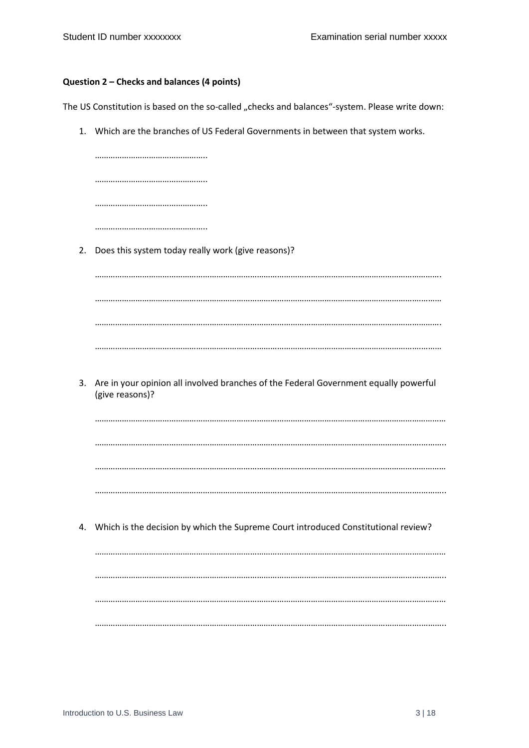**Question 2 – Checks and balances (4 points)**

The US Constitution is based on the so-called „checks and balances"-system. Please write down:

1. Which are the branches of US Federal Governments in between that system works.

   …………………………………………..

   …………………………………………..

   …………………………………………..

   …………………………………………..

2. Does this system today really work (give reasons)?

   ……………………………………………………………………………………………………………………………………….

   ……………………………………………………………………………………………………………………………………….

   ……………………………………………………………………………………………………………………………………….

   ……………………………………………………………………………………………………………………………………….

3. Are in your opinion all involved branches of the Federal Government equally powerful (give reasons)?

   ……………………………………………………………………………………………………………………………………….

   ……………………………………………………………………………………………………………………………………….

   ……………………………………………………………………………………………………………………………………….

   ……………………………………………………………………………………………………………………………………….

4. Which is the decision by which the Supreme Court introduced Constitutional review?

   ……………………………………………………………………………………………………………………………………….

   ……………………………………………………………………………………………………………………………………….

   ……………………………………………………………………………………………………………………………………….

   ……………………………………………………………………………………………………………………………………….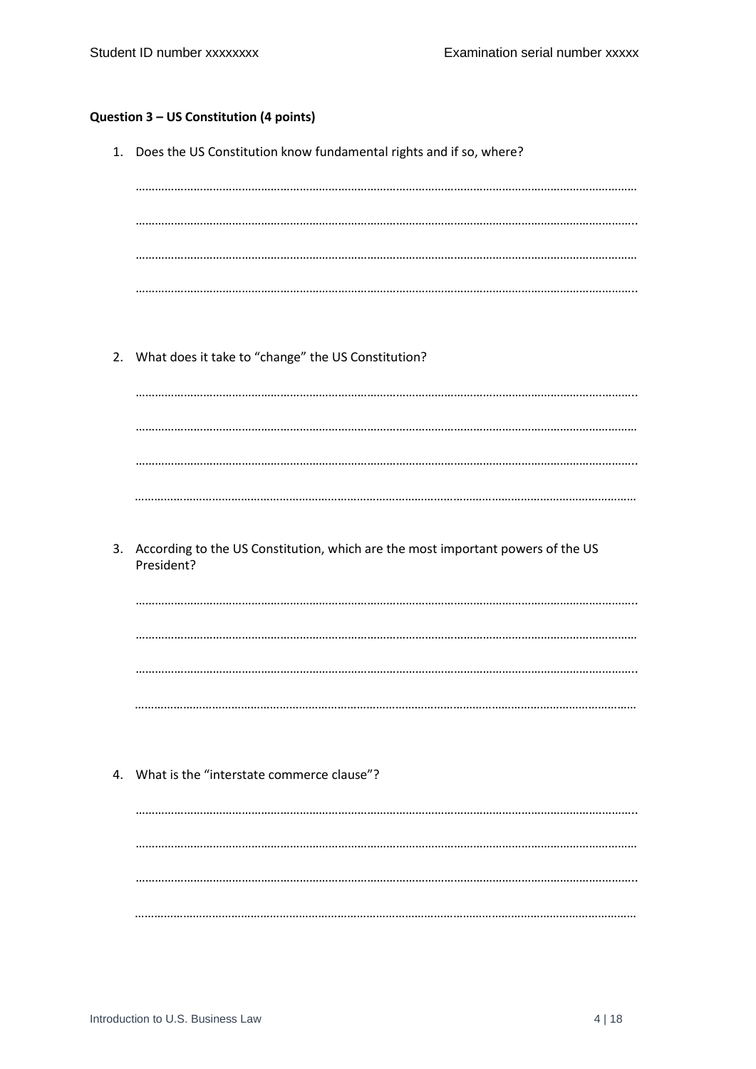**Question 3 – US Constitution (4 points)**

1. Does the US Constitution know fundamental rights and if so, where?

   ………………………………………………………………………………………………………………………………

   ………………………………………………………………………………………………………………………………

   ………………………………………………………………………………………………………………………………

   ………………………………………………………………………………………………………………………………

2. What does it take to "change" the US Constitution?

   ………………………………………………………………………………………………………………………………

   ………………………………………………………………………………………………………………………………

   ………………………………………………………………………………………………………………………………

   ………………………………………………………………………………………………………………………………

3. According to the US Constitution, which are the most important powers of the US President?

   ………………………………………………………………………………………………………………………………

   ………………………………………………………………………………………………………………………………

   ………………………………………………………………………………………………………………………………

   ………………………………………………………………………………………………………………………………

4. What is the "interstate commerce clause"?

   ………………………………………………………………………………………………………………………………

   ………………………………………………………………………………………………………………………………

   ………………………………………………………………………………………………………………………………

   ………………………………………………………………………………………………………………………………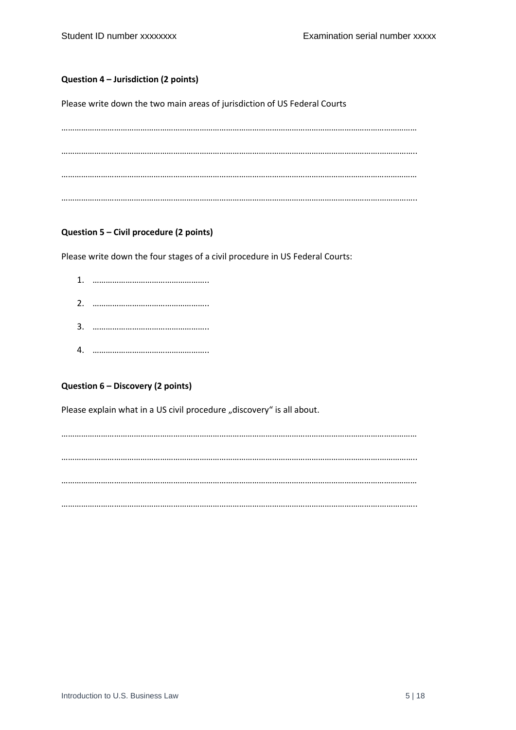Student ID number xxxxxxxx Examination serial number xxxxx

**Question 4 – Jurisdiction (2 points)**

Please write down the two main areas of jurisdiction of US Federal Courts

……………………………………………………………………………………………………………………………………………

……………………………………………………………………………………………………………………………………………

……………………………………………………………………………………………………………………………………………

……………………………………………………………………………………………………………………………………………

**Question 5 – Civil procedure (2 points)**

Please write down the four stages of a civil procedure in US Federal Courts:

1. ……………………………………………..
2. ……………………………………………..
3. ……………………………………………..
4. ……………………………………………..

**Question 6 – Discovery (2 points)**

Please explain what in a US civil procedure „discovery" is all about.

……………………………………………………………………………………………………………………………………………

……………………………………………………………………………………………………………………………………………

……………………………………………………………………………………………………………………………………………

……………………………………………………………………………………………………………………………………………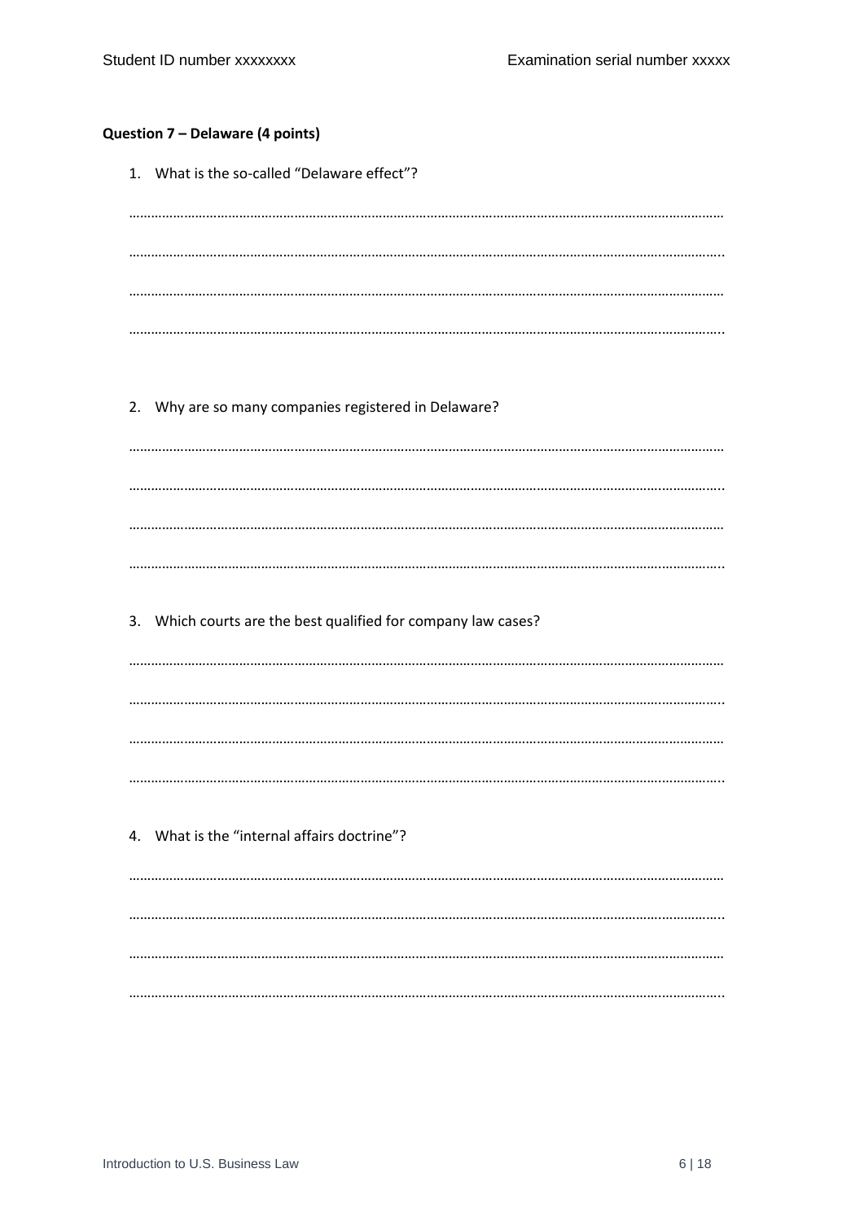**Question 7 – Delaware (4 points)**

1. What is the so-called "Delaware effect"?

………………………………………………………………………………………………………………………………………………

………………………………………………………………………………………………………………………………………………

………………………………………………………………………………………………………………………………………………

………………………………………………………………………………………………………………………………………………

2. Why are so many companies registered in Delaware?

………………………………………………………………………………………………………………………………………………

………………………………………………………………………………………………………………………………………………

………………………………………………………………………………………………………………………………………………

………………………………………………………………………………………………………………………………………………

3. Which courts are the best qualified for company law cases?

………………………………………………………………………………………………………………………………………………

………………………………………………………………………………………………………………………………………………

………………………………………………………………………………………………………………………………………………

………………………………………………………………………………………………………………………………………………

4. What is the "internal affairs doctrine"?

………………………………………………………………………………………………………………………………………………

………………………………………………………………………………………………………………………………………………

………………………………………………………………………………………………………………………………………………

………………………………………………………………………………………………………………………………………………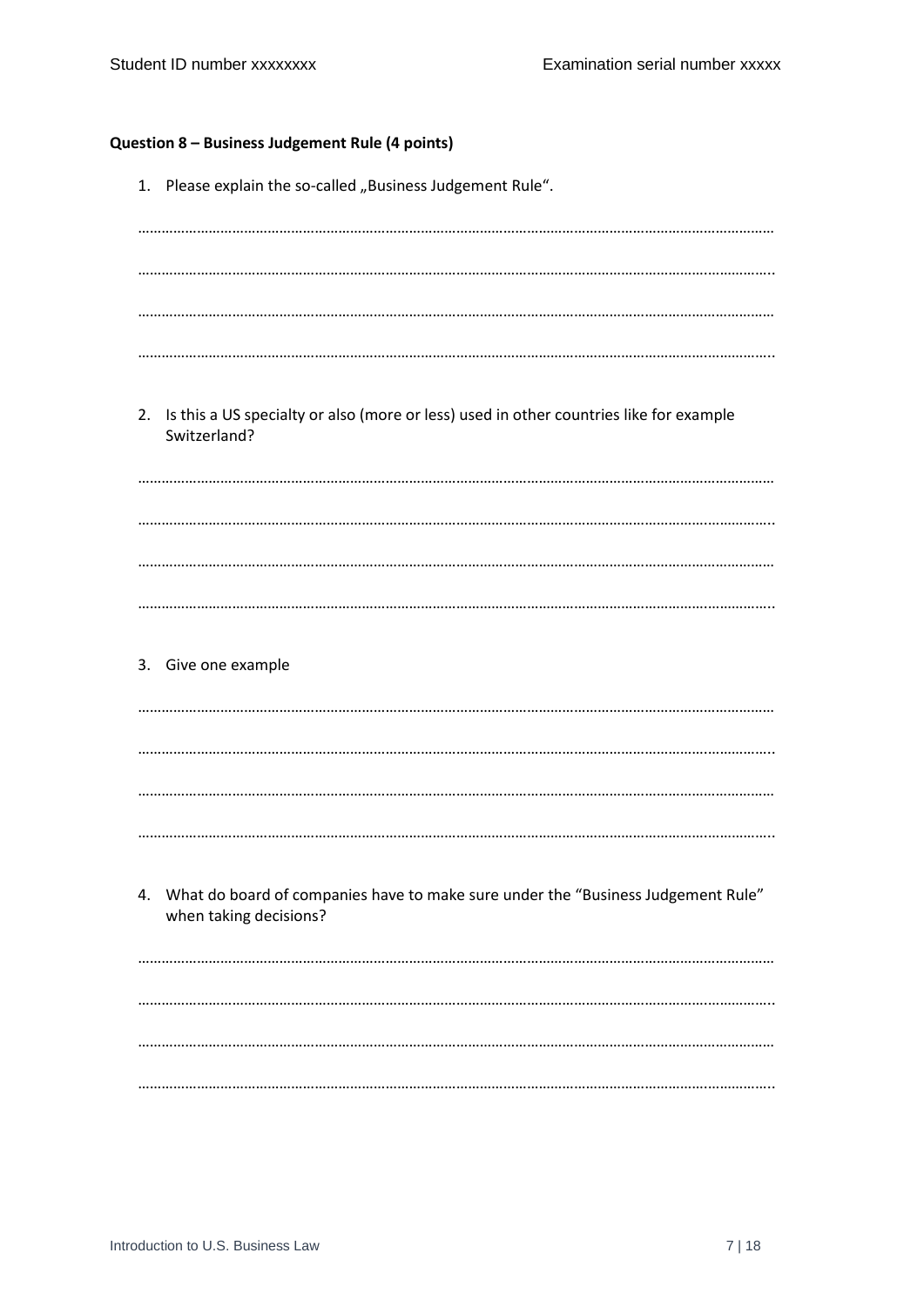**Question 8 – Business Judgement Rule (4 points)**

1. Please explain the so-called „Business Judgement Rule".

……………………………………………………………………………………………………………………………………

……………………………………………………………………………………………………………………………………

……………………………………………………………………………………………………………………………………

……………………………………………………………………………………………………………………………………

2. Is this a US specialty or also (more or less) used in other countries like for example Switzerland?

……………………………………………………………………………………………………………………………………

……………………………………………………………………………………………………………………………………

……………………………………………………………………………………………………………………………………

……………………………………………………………………………………………………………………………………

3. Give one example

……………………………………………………………………………………………………………………………………

……………………………………………………………………………………………………………………………………

……………………………………………………………………………………………………………………………………

……………………………………………………………………………………………………………………………………

4. What do board of companies have to make sure under the "Business Judgement Rule" when taking decisions?

……………………………………………………………………………………………………………………………………

……………………………………………………………………………………………………………………………………

……………………………………………………………………………………………………………………………………

……………………………………………………………………………………………………………………………………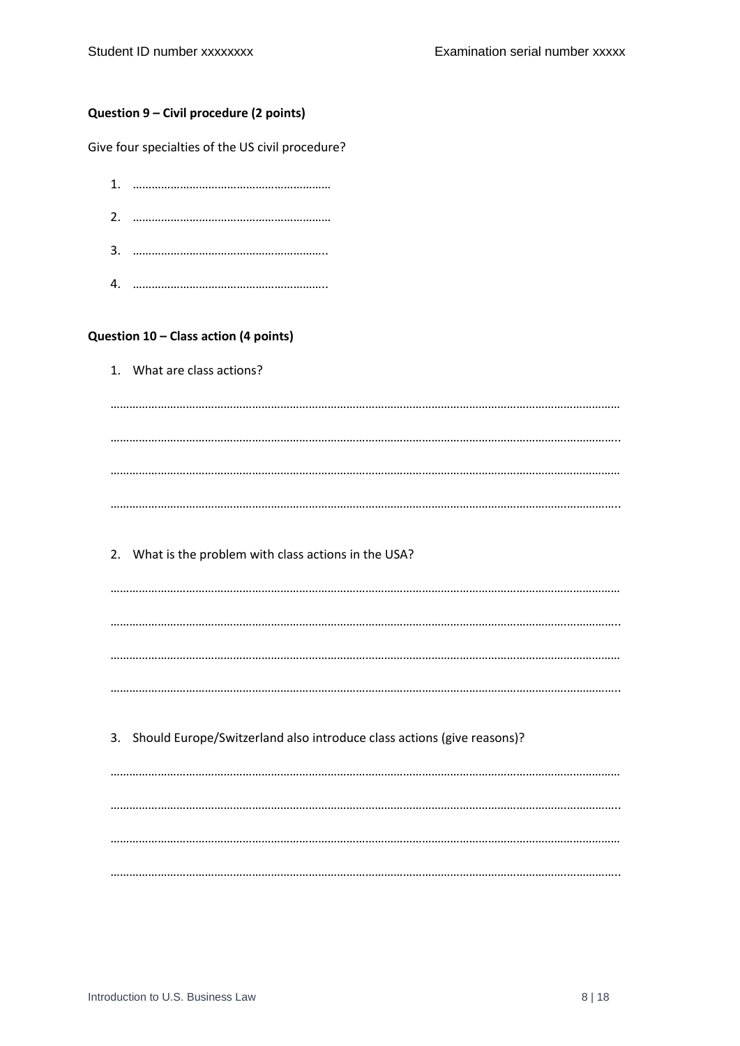**Question 9 – Civil procedure (2 points)**

Give four specialties of the US civil procedure?

1. ………………………………………………………
2. ………………………………………………………
3. ……………………………………………………..
4. ……………………………………………………..

**Question 10 – Class action (4 points)**

1. What are class actions?

………………………………………………………………………………………………………………………………………………

………………………………………………………………………………………………………………………………………………..

………………………………………………………………………………………………………………………………………………

………………………………………………………………………………………………………………………………………………..

2. What is the problem with class actions in the USA?

………………………………………………………………………………………………………………………………………………

………………………………………………………………………………………………………………………………………………..

………………………………………………………………………………………………………………………………………………

………………………………………………………………………………………………………………………………………………..

3. Should Europe/Switzerland also introduce class actions (give reasons)?

………………………………………………………………………………………………………………………………………………

………………………………………………………………………………………………………………………………………………..

………………………………………………………………………………………………………………………………………………

………………………………………………………………………………………………………………………………………………..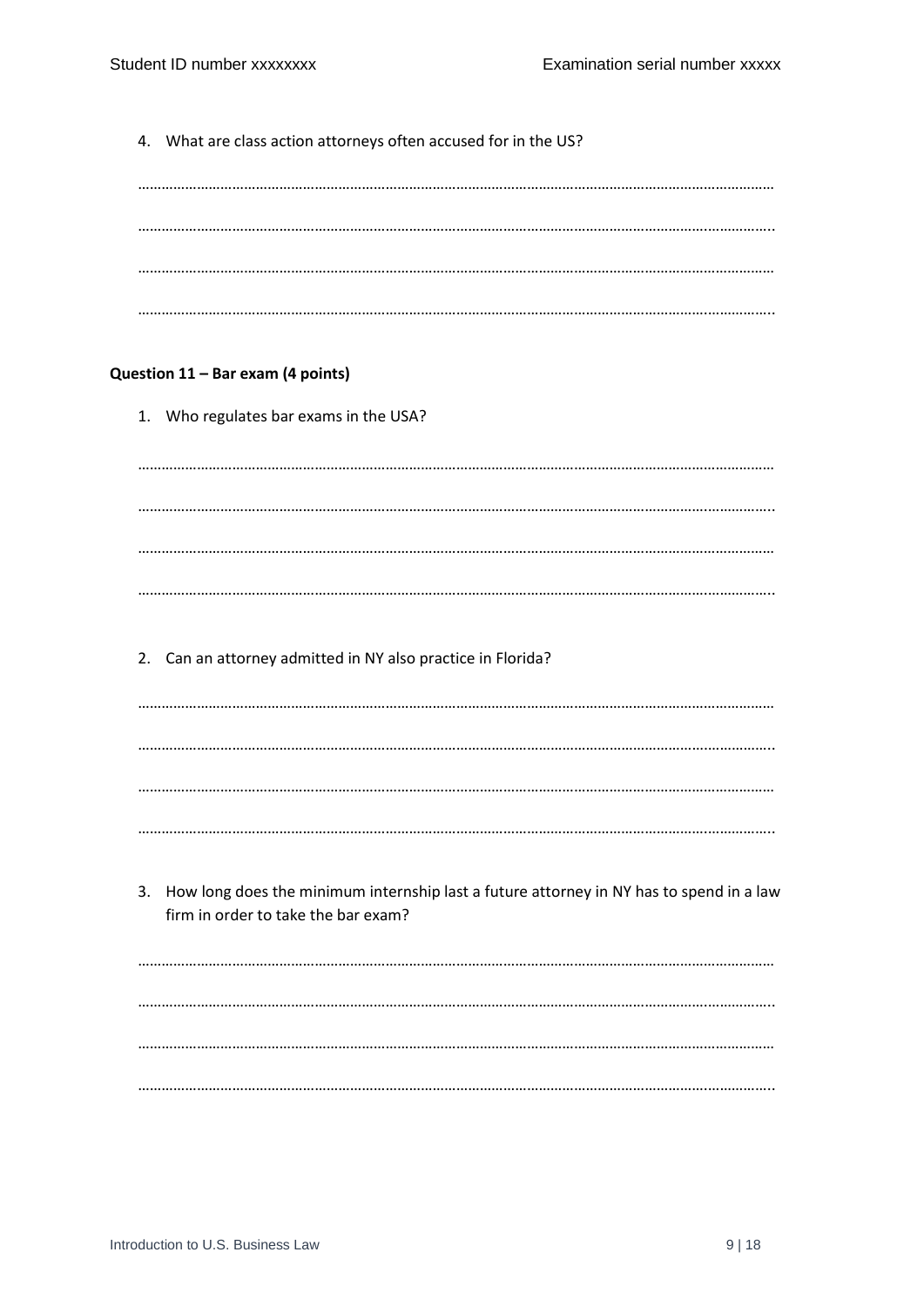4. What are class action attorneys often accused for in the US?

……………………………………………………………………………………………………………………………………………

……………………………………………………………………………………………………………………………………………

……………………………………………………………………………………………………………………………………………

……………………………………………………………………………………………………………………………………………

**Question 11 – Bar exam (4 points)**

1. Who regulates bar exams in the USA?

……………………………………………………………………………………………………………………………………………

……………………………………………………………………………………………………………………………………………

……………………………………………………………………………………………………………………………………………

……………………………………………………………………………………………………………………………………………

2. Can an attorney admitted in NY also practice in Florida?

……………………………………………………………………………………………………………………………………………

……………………………………………………………………………………………………………………………………………

……………………………………………………………………………………………………………………………………………

……………………………………………………………………………………………………………………………………………

3. How long does the minimum internship last a future attorney in NY has to spend in a law firm in order to take the bar exam?

……………………………………………………………………………………………………………………………………………

……………………………………………………………………………………………………………………………………………

……………………………………………………………………………………………………………………………………………

……………………………………………………………………………………………………………………………………………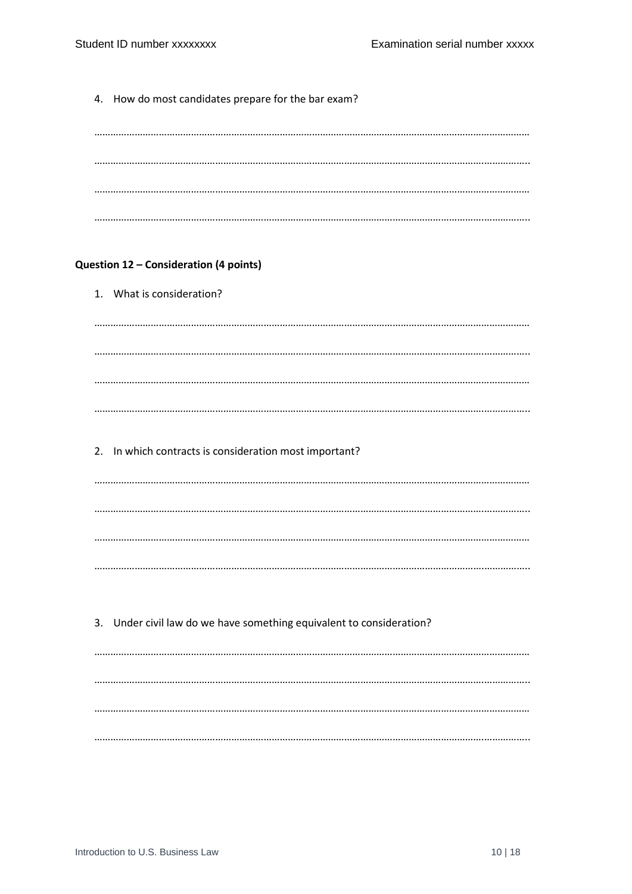4. How do most candidates prepare for the bar exam?

………………………………………………………………………………………………………………………………………………

………………………………………………………………………………………………………………………………………………

………………………………………………………………………………………………………………………………………………

………………………………………………………………………………………………………………………………………………

**Question 12 – Consideration (4 points)**

1. What is consideration?

………………………………………………………………………………………………………………………………………………

………………………………………………………………………………………………………………………………………………

………………………………………………………………………………………………………………………………………………

………………………………………………………………………………………………………………………………………………

2. In which contracts is consideration most important?

………………………………………………………………………………………………………………………………………………

………………………………………………………………………………………………………………………………………………

………………………………………………………………………………………………………………………………………………

………………………………………………………………………………………………………………………………………………

3. Under civil law do we have something equivalent to consideration?

………………………………………………………………………………………………………………………………………………

………………………………………………………………………………………………………………………………………………

………………………………………………………………………………………………………………………………………………

………………………………………………………………………………………………………………………………………………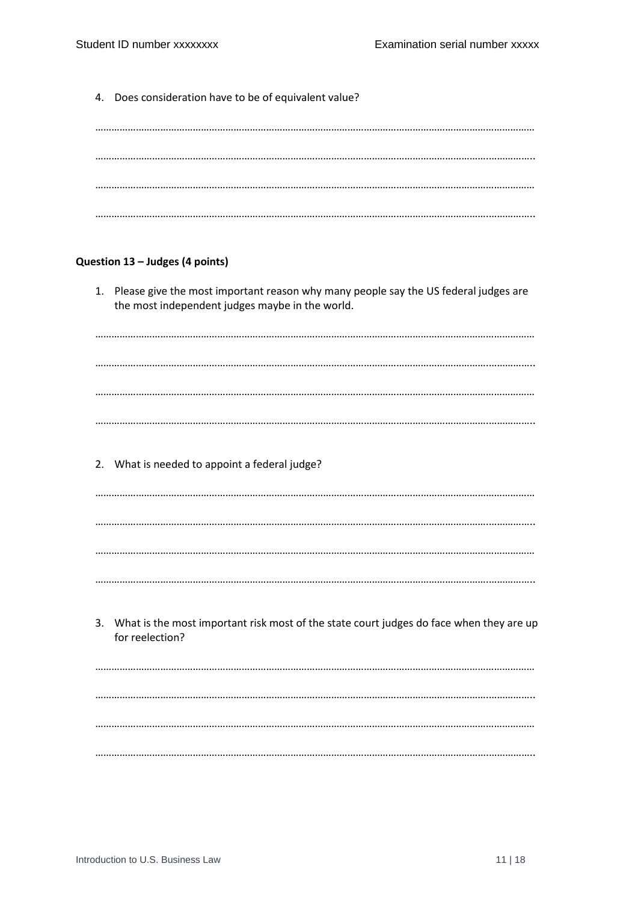4. Does consideration have to be of equivalent value?

……………………………………………………………………………………………………………………………………………

……………………………………………………………………………………………………………………………………………

……………………………………………………………………………………………………………………………………………

……………………………………………………………………………………………………………………………………………

**Question 13 – Judges (4 points)**

1. Please give the most important reason why many people say the US federal judges are the most independent judges maybe in the world.

……………………………………………………………………………………………………………………………………………

……………………………………………………………………………………………………………………………………………

……………………………………………………………………………………………………………………………………………

……………………………………………………………………………………………………………………………………………

2. What is needed to appoint a federal judge?

……………………………………………………………………………………………………………………………………………

……………………………………………………………………………………………………………………………………………

……………………………………………………………………………………………………………………………………………

……………………………………………………………………………………………………………………………………………

3. What is the most important risk most of the state court judges do face when they are up for reelection?

……………………………………………………………………………………………………………………………………………

……………………………………………………………………………………………………………………………………………

……………………………………………………………………………………………………………………………………………

……………………………………………………………………………………………………………………………………………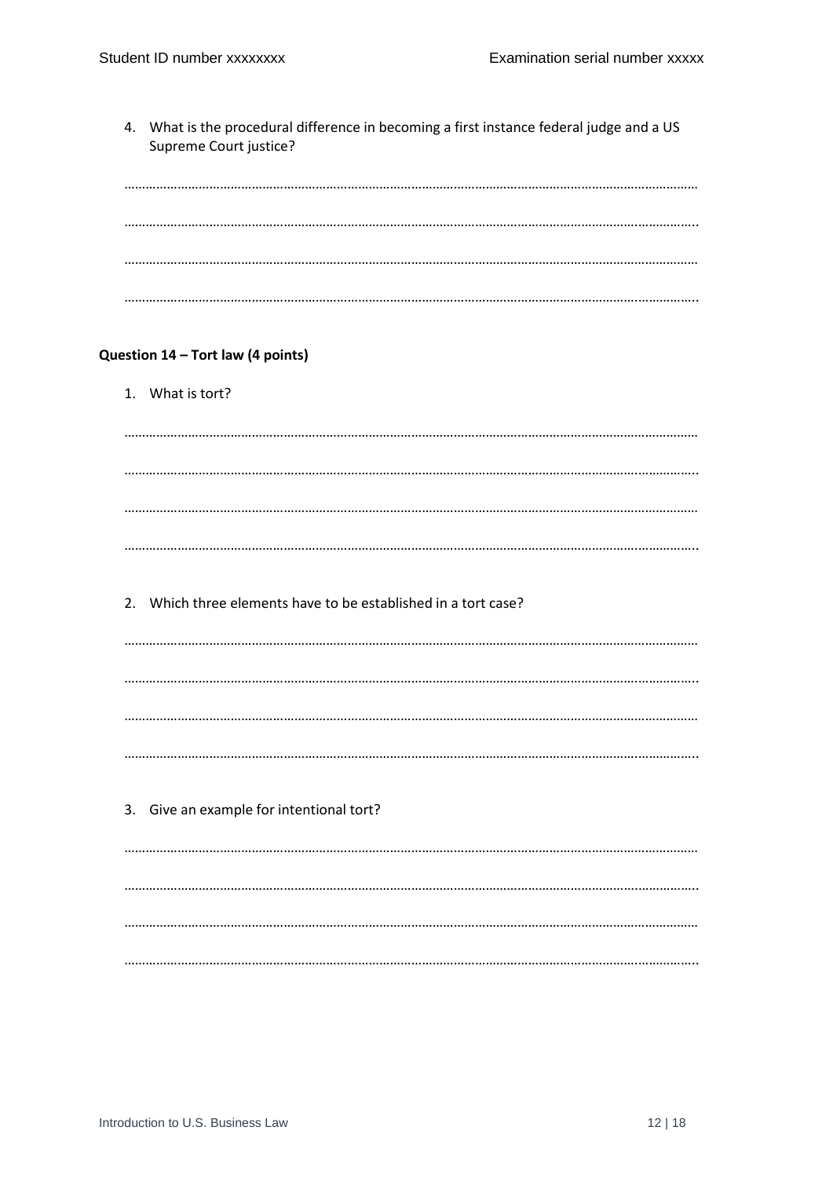4. What is the procedural difference in becoming a first instance federal judge and a US Supreme Court justice?

……………………………………………………………………………………………………………………………………………

……………………………………………………………………………………………………………………………………………

……………………………………………………………………………………………………………………………………………

……………………………………………………………………………………………………………………………………………

**Question 14 – Tort law (4 points)**

1. What is tort?

……………………………………………………………………………………………………………………………………………

……………………………………………………………………………………………………………………………………………

……………………………………………………………………………………………………………………………………………

……………………………………………………………………………………………………………………………………………

2. Which three elements have to be established in a tort case?

……………………………………………………………………………………………………………………………………………

……………………………………………………………………………………………………………………………………………

……………………………………………………………………………………………………………………………………………

……………………………………………………………………………………………………………………………………………

3. Give an example for intentional tort?

……………………………………………………………………………………………………………………………………………

……………………………………………………………………………………………………………………………………………

……………………………………………………………………………………………………………………………………………

……………………………………………………………………………………………………………………………………………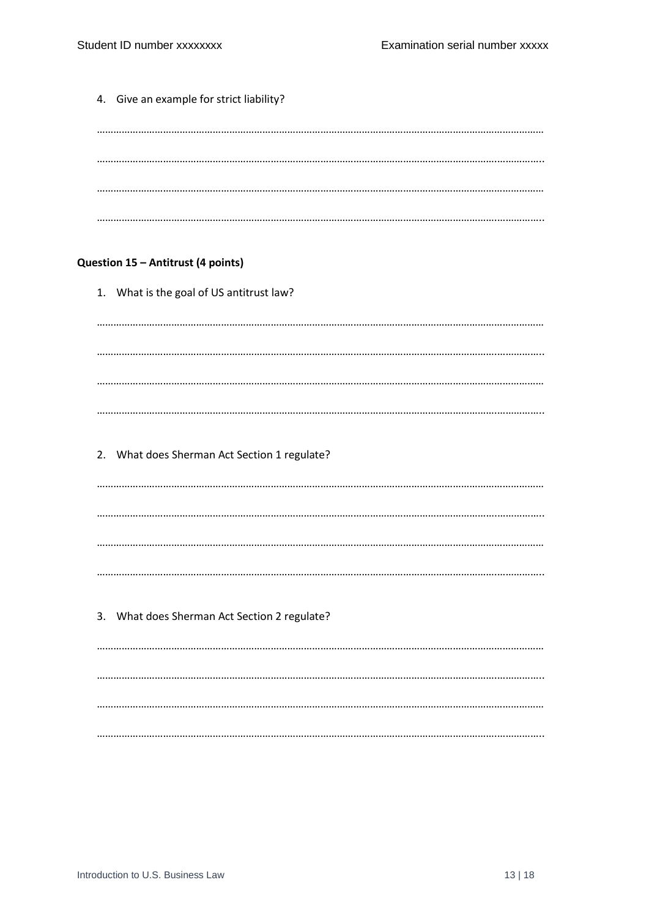4. Give an example for strict liability?

…………………………………………………………………………………………………………………………………………………

…………………………………………………………………………………………………………………………………………………

…………………………………………………………………………………………………………………………………………………

…………………………………………………………………………………………………………………………………………………

**Question 15 – Antitrust (4 points)**

1. What is the goal of US antitrust law?

…………………………………………………………………………………………………………………………………………………

…………………………………………………………………………………………………………………………………………………

…………………………………………………………………………………………………………………………………………………

…………………………………………………………………………………………………………………………………………………

2. What does Sherman Act Section 1 regulate?

…………………………………………………………………………………………………………………………………………………

…………………………………………………………………………………………………………………………………………………

…………………………………………………………………………………………………………………………………………………

…………………………………………………………………………………………………………………………………………………

3. What does Sherman Act Section 2 regulate?

…………………………………………………………………………………………………………………………………………………

…………………………………………………………………………………………………………………………………………………

…………………………………………………………………………………………………………………………………………………

…………………………………………………………………………………………………………………………………………………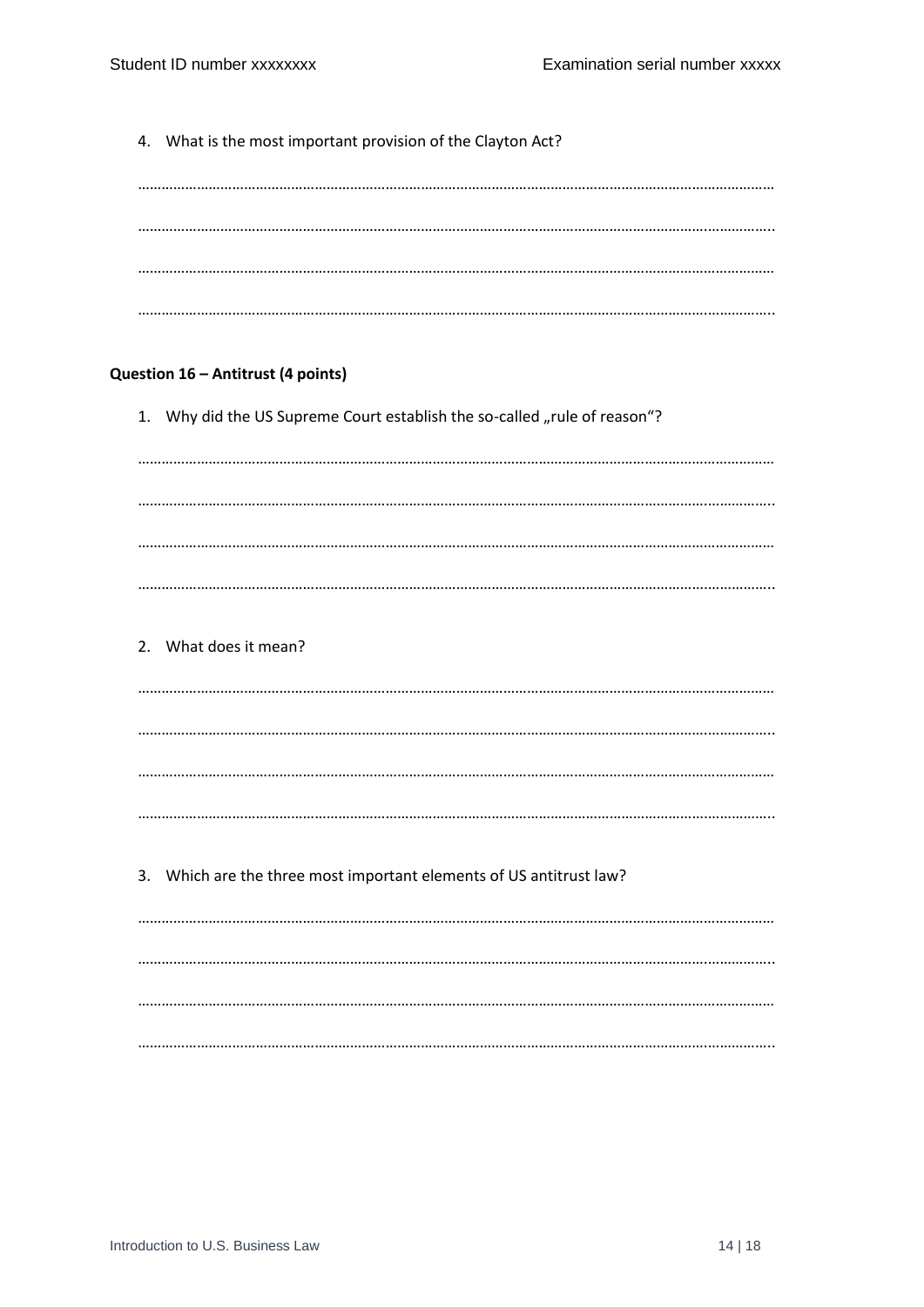4. What is the most important provision of the Clayton Act?

……………………………………………………………………………………………………………………………………………

……………………………………………………………………………………………………………………………………………..

……………………………………………………………………………………………………………………………………………

……………………………………………………………………………………………………………………………………………..

**Question 16 – Antitrust (4 points)**

1. Why did the US Supreme Court establish the so-called „rule of reason"?

……………………………………………………………………………………………………………………………………………

……………………………………………………………………………………………………………………………………………..

……………………………………………………………………………………………………………………………………………

……………………………………………………………………………………………………………………………………………..

2. What does it mean?

……………………………………………………………………………………………………………………………………………

……………………………………………………………………………………………………………………………………………..

……………………………………………………………………………………………………………………………………………

……………………………………………………………………………………………………………………………………………..

3. Which are the three most important elements of US antitrust law?

……………………………………………………………………………………………………………………………………………

……………………………………………………………………………………………………………………………………………..

……………………………………………………………………………………………………………………………………………

……………………………………………………………………………………………………………………………………………..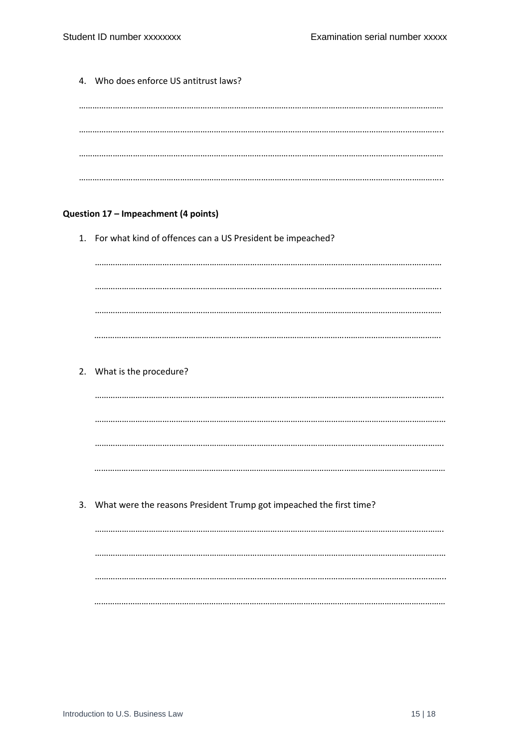4. Who does enforce US antitrust laws?

……………………………………………………………………………………………………………………………………………

……………………………………………………………………………………………………………………………………………

……………………………………………………………………………………………………………………………………………

……………………………………………………………………………………………………………………………………………

**Question 17 – Impeachment (4 points)**

1. For what kind of offences can a US President be impeached?

   ……………………………………………………………………………………………………………………………………

   ……………………………………………………………………………………………………………………………………

   ……………………………………………………………………………………………………………………………………

   ……………………………………………………………………………………………………………………………………

2. What is the procedure?

   ……………………………………………………………………………………………………………………………………

   ……………………………………………………………………………………………………………………………………

   ……………………………………………………………………………………………………………………………………

   ……………………………………………………………………………………………………………………………………

3. What were the reasons President Trump got impeached the first time?

   ……………………………………………………………………………………………………………………………………

   ……………………………………………………………………………………………………………………………………

   ……………………………………………………………………………………………………………………………………

   ……………………………………………………………………………………………………………………………………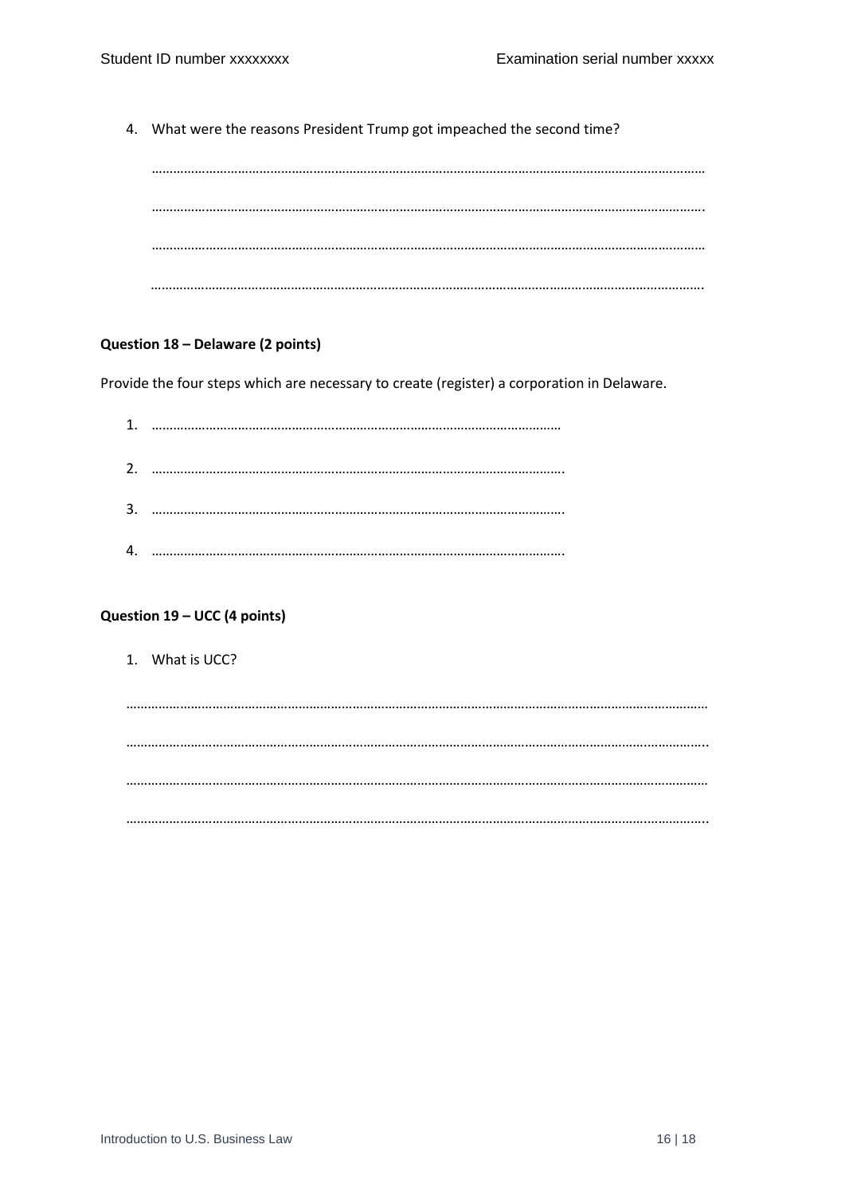4. What were the reasons President Trump got impeached the second time?

……………………………………………………………………………………………………………………………………………

……………………………………………………………………………………………………………………………………………

……………………………………………………………………………………………………………………………………………

……………………………………………………………………………………………………………………………………………

**Question 18 – Delaware (2 points)**

Provide the four steps which are necessary to create (register) a corporation in Delaware.

1. ……………………………………………………………………………………………………
2. ……………………………………………………………………………………………………
3. ……………………………………………………………………………………………………
4. ……………………………………………………………………………………………………

**Question 19 – UCC (4 points)**

1. What is UCC?

……………………………………………………………………………………………………………………………………………

……………………………………………………………………………………………………………………………………………

……………………………………………………………………………………………………………………………………………

……………………………………………………………………………………………………………………………………………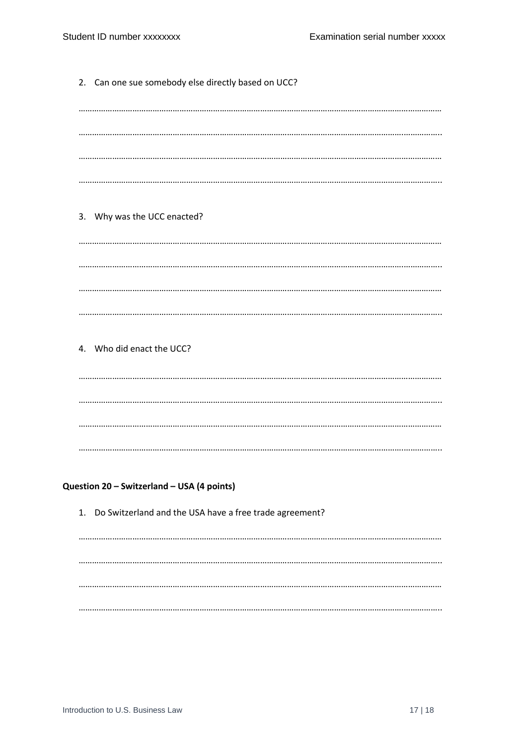2. Can one sue somebody else directly based on UCC?

……………………………………………………………………………………………………………………………………………

……………………………………………………………………………………………………………………………………………

……………………………………………………………………………………………………………………………………………

……………………………………………………………………………………………………………………………………………

3. Why was the UCC enacted?

……………………………………………………………………………………………………………………………………………

……………………………………………………………………………………………………………………………………………

……………………………………………………………………………………………………………………………………………

……………………………………………………………………………………………………………………………………………

4. Who did enact the UCC?

……………………………………………………………………………………………………………………………………………

……………………………………………………………………………………………………………………………………………

……………………………………………………………………………………………………………………………………………

……………………………………………………………………………………………………………………………………………

**Question 20 – Switzerland – USA (4 points)**

1. Do Switzerland and the USA have a free trade agreement?

……………………………………………………………………………………………………………………………………………

……………………………………………………………………………………………………………………………………………

……………………………………………………………………………………………………………………………………………

……………………………………………………………………………………………………………………………………………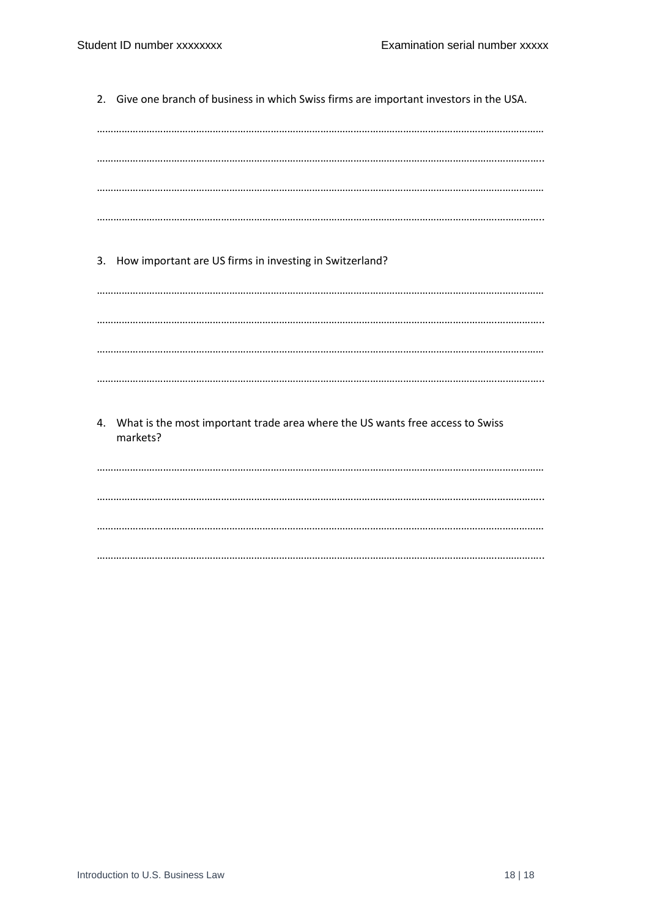2. Give one branch of business in which Swiss firms are important investors in the USA.

……………………………………………………………………………………………………………………………………………

……………………………………………………………………………………………………………………………………………

……………………………………………………………………………………………………………………………………………

……………………………………………………………………………………………………………………………………………

3. How important are US firms in investing in Switzerland?

……………………………………………………………………………………………………………………………………………

……………………………………………………………………………………………………………………………………………

……………………………………………………………………………………………………………………………………………

……………………………………………………………………………………………………………………………………………

4. What is the most important trade area where the US wants free access to Swiss markets?

……………………………………………………………………………………………………………………………………………

……………………………………………………………………………………………………………………………………………

……………………………………………………………………………………………………………………………………………

……………………………………………………………………………………………………………………………………………